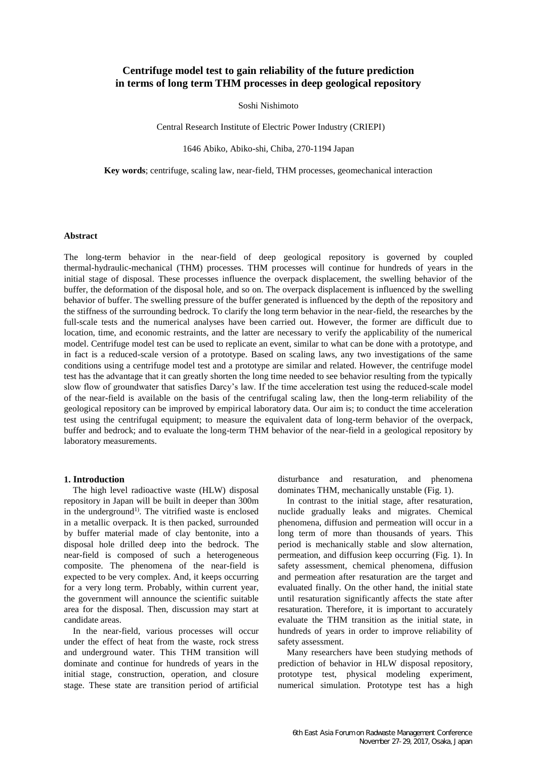# Centrifuge model test to gain reliability of the future prediction in terms of long term THM processes in deep geological repository

Soshi Nishimoto

Central Research Institute of Electric Power Industry (CRIEPI)

1646 Abiko, Abiko-shi, Chiba, 270-1194 Japan

**Key words**; centrifuge, scaling law, near-field, THM processes, geomechanical interaction

### Abstract

The long-term behavior in the near-field of deep geological repository is governed by coupled thermal-hydraulic-mechanical (THM) processes. THM processes will continue for hundreds of years in the initial stage of disposal. These processes influence the overpack displacement, the swelling behavior of the buffer, the deformation of the disposal hole, and so on. The overpack displacement is influenced by the swelling behavior of buffer. The swelling pressure of the buffer generated is influenced by the depth of the repository and the stiffness of the surrounding bedrock. To clarify the long term behavior in the near-field, the researches by the full-scale tests and the numerical analyses have been carried out. However, the former are difficult due to location, time, and economic restraints, and the latter are necessary to verify the applicability of the numerical model. Centrifuge model test can be used to replicate an event, similar to what can be done with a prototype, and in fact is a reduced-scale version of a prototype. Based on scaling laws, any two investigations of the same conditions using a centrifuge model test and a prototype are similar and related. However, the centrifuge model test has the advantage that it can greatly shorten the long time needed to see behavior resulting from the typically slow flow of groundwater that satisfies Darcy's law. If the time acceleration test using the reduced-scale model of the near-field is available on the basis of the centrifugal scaling law, then the long-term reliability of the geological repository can be improved by empirical laboratory data. Our aim is; to conduct the time acceleration test using the centrifugal equipment; to measure the equivalent data of long-term behavior of the overpack, buffer and bedrock; and to evaluate the long-term THM behavior of the near-field in a geological repository by laboratory measurements.

## 1. Introduction

The high level radioactive waste (HLW) disposal repository in Japan will be built in deeper than 300m in the underground[1]. The vitrified waste is enclosed in a metallic overpack. It is then packed, surrounded by buffer material made of clay bentonite, into a disposal hole drilled deep into the bedrock. The near-field is composed of such a heterogeneous composite. The phenomena of the near-field is expected to be very complex. And, it keeps occurring for a very long term. Probably, within current year, the government will announce the scientific suitable area for the disposal. Then, discussion may start at candidate areas.

In the near-field, various processes will occur under the effect of heat from the waste, rock stress and underground water. This THM transition will dominate and continue for hundreds of years in the initial stage, construction, operation, and closure stage. These state are transition period of artificial disturbance and resaturation, and phenomena dominates THM, mechanically unstable (Fig. 1).

In contrast to the initial stage, after resaturation, nuclide gradually leaks and migrates. Chemical phenomena, diffusion and permeation will occur in a long term of more than thousands of years. This period is mechanically stable and slow alternation, permeation, and diffusion keep occurring (Fig. 1). In safety assessment, chemical phenomena, diffusion and permeation after resaturation are the target and evaluated finally. On the other hand, the initial state until resaturation significantly affects the state after resaturation. Therefore, it is important to accurately evaluate the THM transition as the initial state, in hundreds of years in order to improve reliability of safety assessment.

Many researchers have been studying methods of prediction of behavior in HLW disposal repository, prototype test, physical modeling experiment, numerical simulation. Prototype test has a high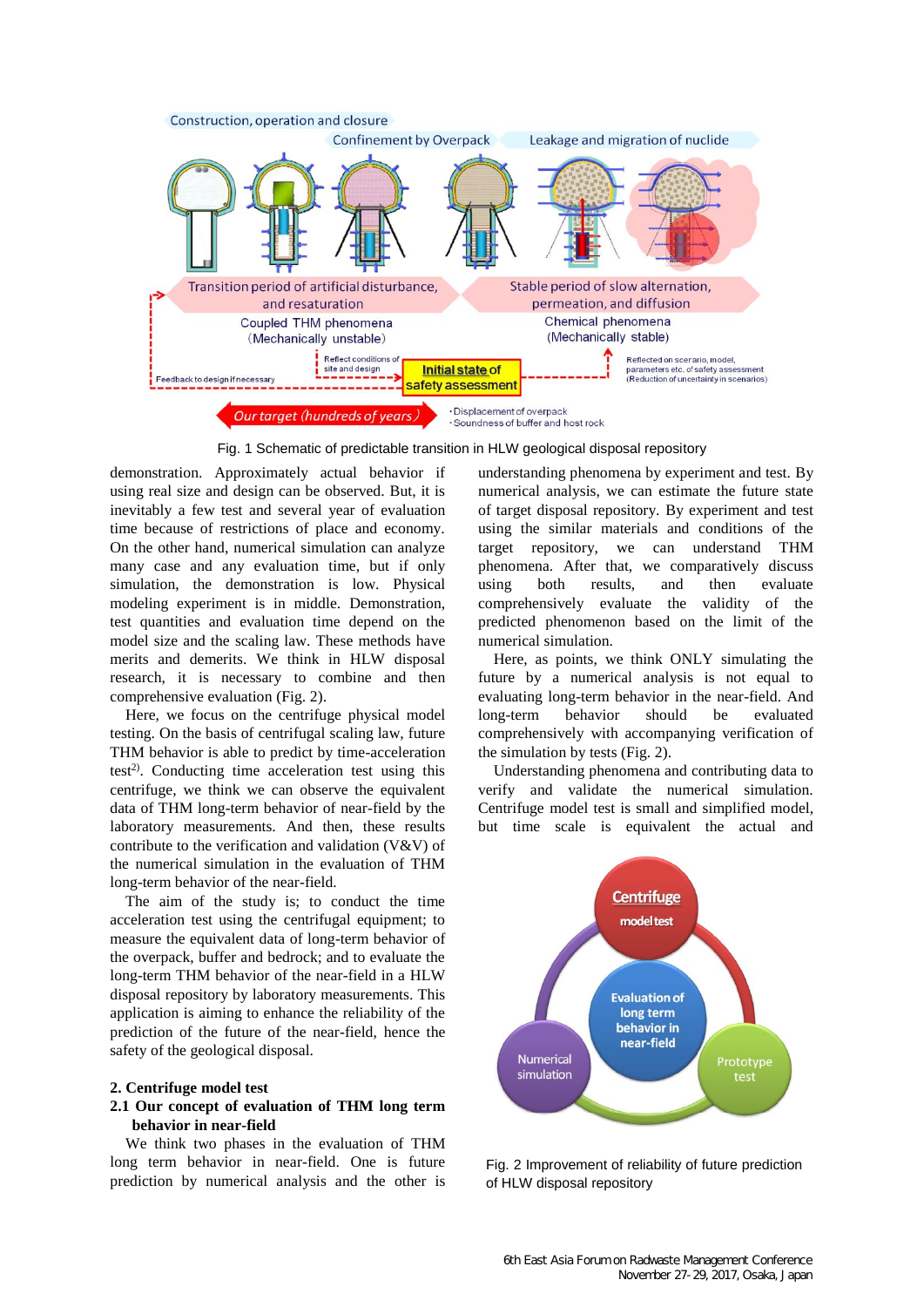Fig. 1 Schematic of predictable transition in HLW geological disposal repository

demonstration. Approximately actual behavior if using real size and design can be observed. But, it is inevitably a few test and several year of evaluation time because of restrictions of place and economy. On the other hand, numerical simulation can analyze many case and any evaluation time, but if only simulation, the demonstration is low. Physical modeling experiment is in middle. Demonstration, test quantities and evaluation time depend on the model size and the scaling law. These methods have merits and demerits. We think in HLW disposal research, it is necessary to combine and then comprehensive evaluation (Fig. 2).

Here, we focus on the centrifuge physical model testing. On the basis of centrifugal scaling law, future THM behavior is able to predict by time-acceleration test[2]. Conducting time acceleration test using this centrifuge, we think we can observe the equivalent data of THM long-term behavior of near-field by the laboratory measurements. And then, these results contribute to the verification and validation (V&V) of the numerical simulation in the evaluation of THM long-term behavior of the near-field.

The aim of the study is; to conduct the time acceleration test using the centrifugal equipment; to measure the equivalent data of long-term behavior of the overpack, buffer and bedrock; and to evaluate the long-term THM behavior of the near-field in a HLW disposal repository by laboratory measurements. This application is aiming to enhance the reliability of the prediction of the future of the near-field, hence the safety of the geological disposal.

## 2. Centrifuge model test

### 2.1 Our concept of evaluation of THM long term behavior in near-field

We think two phases in the evaluation of THM long term behavior in near-field. One is future prediction by numerical analysis and the other is understanding phenomena by experiment and test. By numerical analysis, we can estimate the future state of target disposal repository. By experiment and test using the similar materials and conditions of the target repository, we can understand THM phenomena. After that, we comparatively discuss using both results, and then evaluate comprehensively evaluate the validity of the predicted phenomenon based on the limit of the numerical simulation.

Here, as points, we think ONLY simulating the future by a numerical analysis is not equal to evaluating long-term behavior in the near-field. And long-term behavior should be evaluated comprehensively with accompanying verification of the simulation by tests (Fig. 2).

Understanding phenomena and contributing data to verify and validate the numerical simulation. Centrifuge model test is small and simplified model, but time scale is equivalent the actual and

Fig. 2 Improvement of reliability of future prediction of HLW disposal repository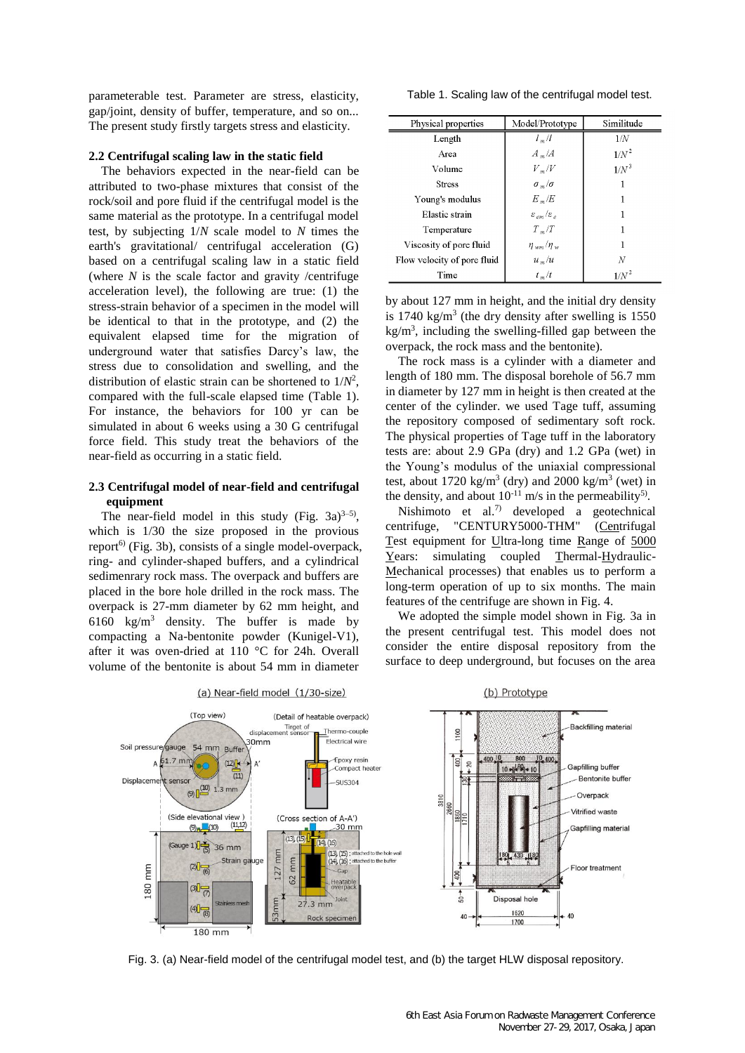parameterable test. Parameter are stress, elasticity, gap/joint, density of buffer, temperature, and so on... The present study firstly targets stress and elasticity.

### 2.2 Centrifugal scaling law in the static field

The behaviors expected in the near-field can be attributed to two-phase mixtures that consist of the rock/soil and pore fluid if the centrifugal model is the same material as the prototype. In a centrifugal model test, by subjecting $1/N$ scale model to $N$ times the earth's gravitational/ centrifugal acceleration (G) based on a centrifugal scaling law in a static field (where $N$ is the scale factor and gravity /centrifuge acceleration level), the following are true: (1) the stress-strain behavior of a specimen in the model will be identical to that in the prototype, and (2) the equivalent elapsed time for the migration of underground water that satisfies Darcy's law, the stress due to consolidation and swelling, and the distribution of elastic strain can be shortened to $1/N^2$, compared with the full-scale elapsed time (Table 1). For instance, the behaviors for 100 yr can be simulated in about 6 weeks using a 30 G centrifugal force field. This study treat the behaviors of the near-field as occurring in a static field.

### 2.3 Centrifugal model of near-field and centrifugal equipment

The near-field model in this study (Fig. 3a)[3–5], which is 1/30 the size proposed in the provious report[6] (Fig. 3b), consists of a single model-overpack, ring- and cylinder-shaped buffers, and a cylindrical sedimenrary rock mass. The overpack and buffers are placed in the bore hole drilled in the rock mass. The overpack is 27-mm diameter by 62 mm height, and 6160 $kg/m^3$ density. The buffer is made by compacting a Na-bentonite powder (Kunigel-V1), after it was oven-dried at 110 °C for 24h. Overall volume of the bentonite is about 54 mm in diameter

Table 1. Scaling law of the centrifugal model test.

| Physical properties | Model/Prototype | Similitude |
|---|---|---|
| Length | $l_m/l$ | $1/N$ |
| Area | $A_m/A$ | $1/N^2$ |
| Volume | $V_m/V$ | $1/N^3$ |
| Stress | $\sigma_m/\sigma$ | 1 |
| Young's modulus | $E_m/E$ | 1 |
| Elastic strain | $\varepsilon_{em}/\varepsilon_e$ | 1 |
| Temperature | $T_m/T$ | 1 |
| Viscosity of pore fluid | $\eta_{wm}/\eta_w$ | 1 |
| Flow velocity of pore fluid | $u_m/u$ | $N$ |
| Time | $t_m/t$ | $1/N^2$ |

by about 127 mm in height, and the initial dry density is 1740 $kg/m^3$ (the dry density after swelling is 1550 $kg/m^3$, including the swelling-filled gap between the overpack, the rock mass and the bentonite).

The rock mass is a cylinder with a diameter and length of 180 mm. The disposal borehole of 56.7 mm in diameter by 127 mm in height is then created at the center of the cylinder. we used Tage tuff, assuming the repository composed of sedimentary soft rock. The physical properties of Tage tuff in the laboratory tests are: about 2.9 GPa (dry) and 1.2 GPa (wet) in the Young's modulus of the uniaxial compressional test, about 1720 $kg/m^3$ (dry) and 2000 $kg/m^3$ (wet) in the density, and about $10^{-11}$ m/s in the permeability[5].

Nishimoto et al.[7] developed a geotechnical centrifuge, "CENTURY5000-THM" (Centrifugal Test equipment for Ultra-long time Range of 5000 Years: simulating coupled Thermal-Hydraulic-Mechanical processes) that enables us to perform a long-term operation of up to six months. The main features of the centrifuge are shown in Fig. 4.

We adopted the simple model shown in Fig. 3a in the present centrifugal test. This model does not consider the entire disposal repository from the surface to deep underground, but focuses on the area

Fig. 3. (a) Near-field model of the centrifugal model test, and (b) the target HLW disposal repository.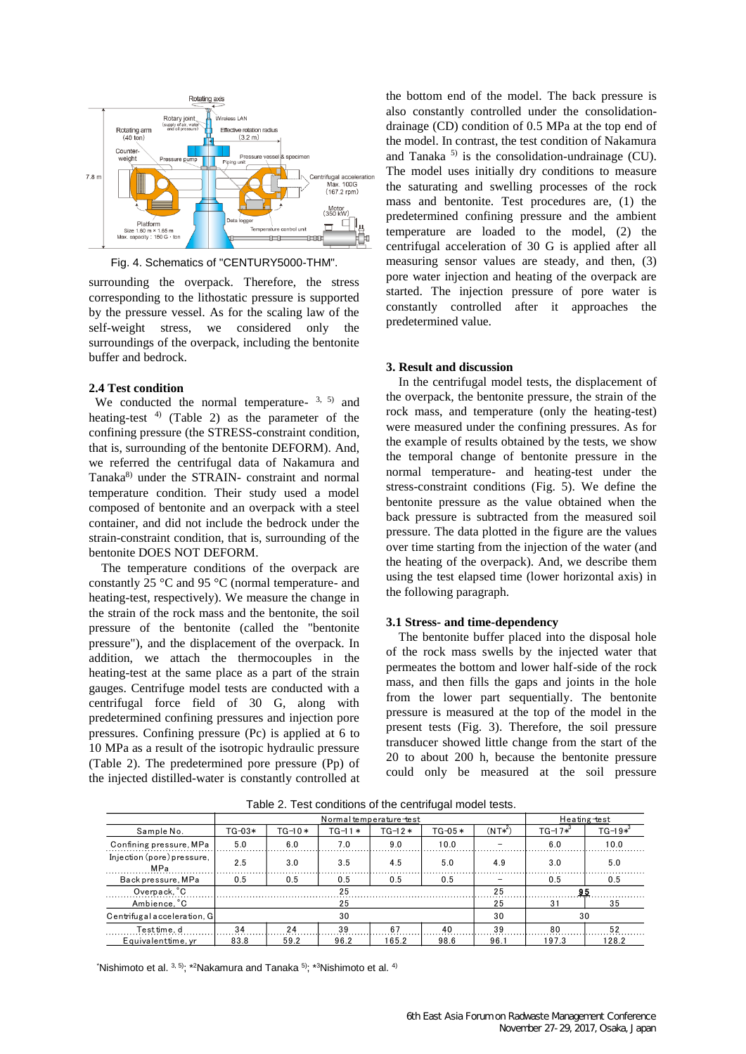Fig. 4. Schematics of "CENTURY5000-THM".

surrounding the overpack. Therefore, the stress corresponding to the lithostatic pressure is supported by the pressure vessel. As for the scaling law of the self-weight stress, we considered only the surroundings of the overpack, including the bentonite buffer and bedrock.

### 2.4 Test condition

We conducted the normal temperature- [3, 5] and heating-test [4] (Table 2) as the parameter of the confining pressure (the STRESS-constraint condition, that is, surrounding of the bentonite DEFORM). And, we referred the centrifugal data of Nakamura and Tanaka[8] under the STRAIN- constraint and normal temperature condition. Their study used a model composed of bentonite and an overpack with a steel container, and did not include the bedrock under the strain-constraint condition, that is, surrounding of the bentonite DOES NOT DEFORM.

The temperature conditions of the overpack are constantly 25 °C and 95 °C (normal temperature- and heating-test, respectively). We measure the change in the strain of the rock mass and the bentonite, the soil pressure of the bentonite (called the "bentonite pressure"), and the displacement of the overpack. In addition, we attach the thermocouples in the heating-test at the same place as a part of the strain gauges. Centrifuge model tests are conducted with a centrifugal force field of 30 G, along with predetermined confining pressures and injection pore pressures. Confining pressure (Pc) is applied at 6 to 10 MPa as a result of the isotropic hydraulic pressure (Table 2). The predetermined pore pressure (Pp) of the injected distilled-water is constantly controlled at the bottom end of the model. The back pressure is also constantly controlled under the consolidation-drainage (CD) condition of 0.5 MPa at the top end of the model. In contrast, the test condition of Nakamura and Tanaka [5] is the consolidation-undrainage (CU). The model uses initially dry conditions to measure the saturating and swelling processes of the rock mass and bentonite. Test procedures are, (1) the predetermined confining pressure and the ambient temperature are loaded to the model, (2) the centrifugal acceleration of 30 G is applied after all measuring sensor values are steady, and then, (3) pore water injection and heating of the overpack are started. The injection pressure of pore water is constantly controlled after it approaches the predetermined value.

## 3. Result and discussion

In the centrifugal model tests, the displacement of the overpack, the bentonite pressure, the strain of the rock mass, and temperature (only the heating-test) were measured under the confining pressures. As for the example of results obtained by the tests, we show the temporal change of bentonite pressure in the normal temperature- and heating-test under the stress-constraint conditions (Fig. 5). We define the bentonite pressure as the value obtained when the back pressure is subtracted from the measured soil pressure. The data plotted in the figure are the values over time starting from the injection of the water (and the heating of the overpack). And, we describe them using the test elapsed time (lower horizontal axis) in the following paragraph.

### 3.1 Stress- and time-dependency

The bentonite buffer placed into the disposal hole of the rock mass swells by the injected water that permeates the bottom and lower half-side of the rock mass, and then fills the gaps and joints in the hole from the lower part sequentially. The bentonite pressure is measured at the top of the model in the present tests (Fig. 3). Therefore, the soil pressure transducer showed little change from the start of the 20 to about 200 h, because the bentonite pressure could only be measured at the soil pressure

Table 2. Test conditions of the centrifugal model tests.

| | Normal temperature-test | | | | | | Heating-test | |
|---|---|---|---|---|---|---|---|---|
| Sample No. | TG-03* | TG-10* | TG-11* | TG-12* | TG-05* | (NT*2) | TG-17*3 | TG-19*3 |
| Confining pressure, MPa | 5.0 | 6.0 | 7.0 | 9.0 | 10.0 | − | 6.0 | 10.0 |
| Injection (pore) pressure, MPa | 2.5 | 3.0 | 3.5 | 4.5 | 5.0 | 4.9 | 3.0 | 5.0 |
| Back pressure, MPa | 0.5 | 0.5 | 0.5 | 0.5 | 0.5 | − | 0.5 | 0.5 |
| Overpack, °C | 25 | | | | | 25 | 95 | |
| Ambience, °C | 25 | | | | | 25 | 31 | 35 |
| Centrifugal acceleration, G | 30 | | | | | 30 | 30 | |
| Test time, d | 34 | 24 | 39 | 67 | 40 | 39 | 80 | 52 |
| Equivalent time, yr | 83.8 | 59.2 | 96.2 | 165.2 | 98.6 | 96.1 | 197.3 | 128.2 |

*Nishimoto et al. [3, 5]; *2Nakamura and Tanaka [5]; *3Nishimoto et al. [4]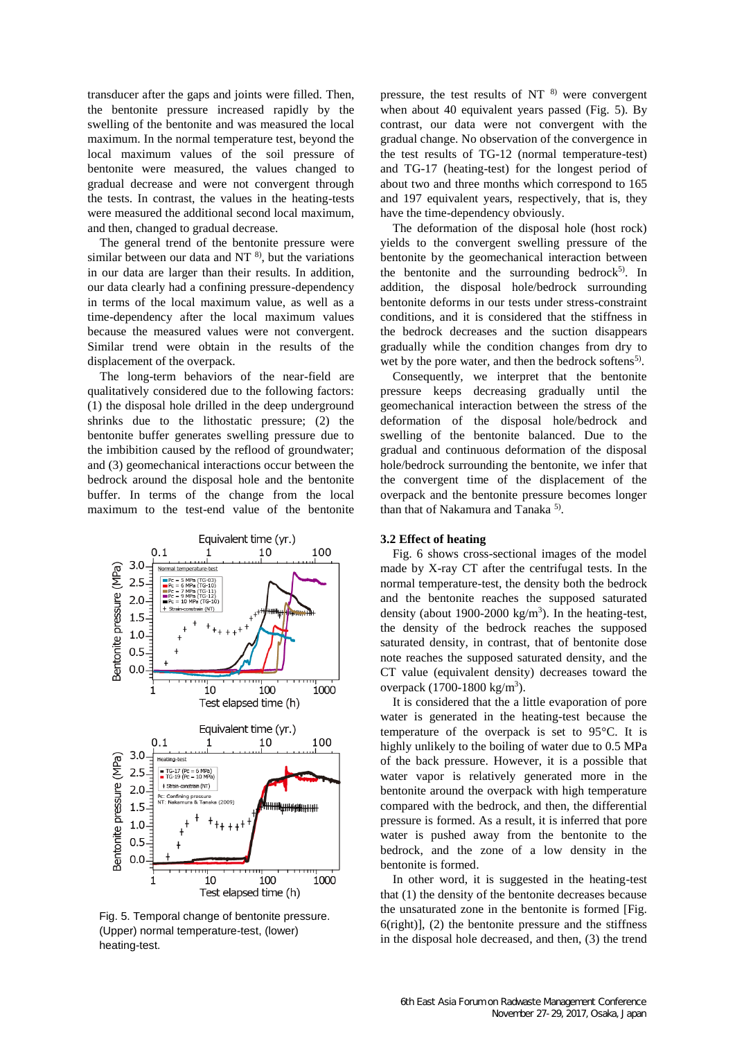transducer after the gaps and joints were filled. Then, the bentonite pressure increased rapidly by the swelling of the bentonite and was measured the local maximum. In the normal temperature test, beyond the local maximum values of the soil pressure of bentonite were measured, the values changed to gradual decrease and were not convergent through the tests. In contrast, the values in the heating-tests were measured the additional second local maximum, and then, changed to gradual decrease.

The general trend of the bentonite pressure were similar between our data and NT [8], but the variations in our data are larger than their results. In addition, our data clearly had a confining pressure-dependency in terms of the local maximum value, as well as a time-dependency after the local maximum values because the measured values were not convergent. Similar trend were obtain in the results of the displacement of the overpack.

The long-term behaviors of the near-field are qualitatively considered due to the following factors: (1) the disposal hole drilled in the deep underground shrinks due to the lithostatic pressure; (2) the bentonite buffer generates swelling pressure due to the imbibition caused by the reflood of groundwater; and (3) geomechanical interactions occur between the bedrock around the disposal hole and the bentonite buffer. In terms of the change from the local maximum to the test-end value of the bentonite pressure, the test results of NT [8] were convergent when about 40 equivalent years passed (Fig. 5). By contrast, our data were not convergent with the gradual change. No observation of the convergence in the test results of TG-12 (normal temperature-test) and TG-17 (heating-test) for the longest period of about two and three months which correspond to 165 and 197 equivalent years, respectively, that is, they have the time-dependency obviously.

The deformation of the disposal hole (host rock) yields to the convergent swelling pressure of the bentonite by the geomechanical interaction between the bentonite and the surrounding bedrock[5]. In addition, the disposal hole/bedrock surrounding bentonite deforms in our tests under stress-constraint conditions, and it is considered that the stiffness in the bedrock decreases and the suction disappears gradually while the condition changes from dry to wet by the pore water, and then the bedrock softens[5].

Consequently, we interpret that the bentonite pressure keeps decreasing gradually until the geomechanical interaction between the stress of the deformation of the disposal hole/bedrock and swelling of the bentonite balanced. Due to the gradual and continuous deformation of the disposal hole/bedrock surrounding the bentonite, we infer that the convergent time of the displacement of the overpack and the bentonite pressure becomes longer than that of Nakamura and Tanaka [5].

Fig. 5. Temporal change of bentonite pressure. (Upper) normal temperature-test, (lower) heating-test.

### 3.2 Effect of heating

Fig. 6 shows cross-sectional images of the model made by X-ray CT after the centrifugal tests. In the normal temperature-test, the density both the bedrock and the bentonite reaches the supposed saturated density (about 1900-2000 kg/m$^3$). In the heating-test, the density of the bedrock reaches the supposed saturated density, in contrast, that of bentonite dose note reaches the supposed saturated density, and the CT value (equivalent density) decreases toward the overpack (1700-1800 kg/m$^3$).

It is considered that the a little evaporation of pore water is generated in the heating-test because the temperature of the overpack is set to 95°C. It is highly unlikely to the boiling of water due to 0.5 MPa of the back pressure. However, it is a possible that water vapor is relatively generated more in the bentonite around the overpack with high temperature compared with the bedrock, and then, the differential pressure is formed. As a result, it is inferred that pore water is pushed away from the bentonite to the bedrock, and the zone of a low density in the bentonite is formed.

In other word, it is suggested in the heating-test that (1) the density of the bentonite decreases because the unsaturated zone in the bentonite is formed [Fig. 6(right)], (2) the bentonite pressure and the stiffness in the disposal hole decreased, and then, (3) the trend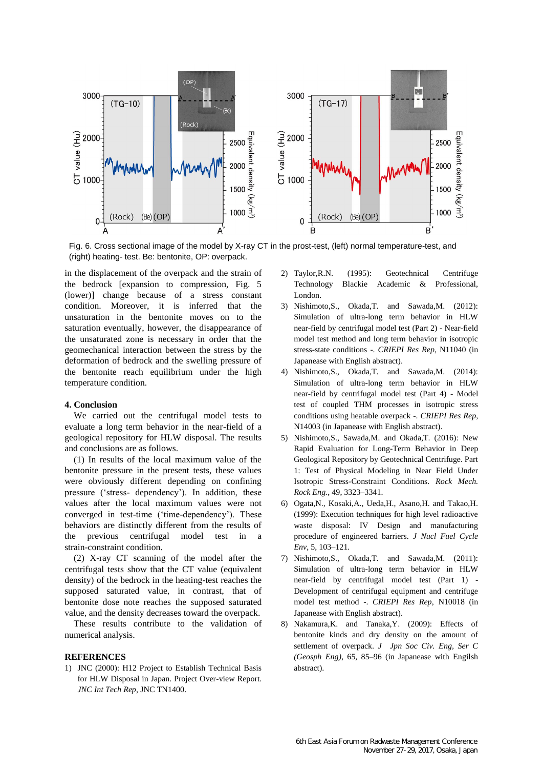3000
(TG-10)
2000
CT value (Hu)
1000
0
(Rock) (Be) (OP)
A A'
2500
2000
1500
1000
Equivalent density (kg/m³)
(OP)
(Be)
(Rock)

3000
(TG-17)
2000
CT value (Hu)
1000
0
(Rock) (Be) (OP)
B B'
2500
2000
1500
1000
Equivalent density (kg/m³)

Fig. 6. Cross sectional image of the model by X-ray CT in the prost-test, (left) normal temperature-test, and (right) heating- test. Be: bentonite, OP: overpack.

in the displacement of the overpack and the strain of the bedrock [expansion to compression, Fig. 5 (lower)] change because of a stress constant condition. Moreover, it is inferred that the unsaturation in the bentonite moves on to the saturation eventually, however, the disappearance of the unsaturated zone is necessary in order that the geomechanical interaction between the stress by the deformation of bedrock and the swelling pressure of the bentonite reach equilibrium under the high temperature condition.

## 4. Conclusion

We carried out the centrifugal model tests to evaluate a long term behavior in the near-field of a geological repository for HLW disposal. The results and conclusions are as follows.

(1) In results of the local maximum value of the bentonite pressure in the present tests, these values were obviously different depending on confining pressure ('stress- dependency'). In addition, these values after the local maximum values were not converged in test-time ('time-dependency'). These behaviors are distinctly different from the results of the previous centrifugal model test in a strain-constraint condition.

(2) X-ray CT scanning of the model after the centrifugal tests show that the CT value (equivalent density) of the bedrock in the heating-test reaches the supposed saturated value, in contrast, that of bentonite dose note reaches the supposed saturated value, and the density decreases toward the overpack.

These results contribute to the validation of numerical analysis.

## REFERENCES

1) JNC (2000): H12 Project to Establish Technical Basis for HLW Disposal in Japan. Project Over-view Report. *JNC Int Tech Rep*, JNC TN1400.
2) Taylor,R.N. (1995): Geotechnical Centrifuge Technology Blackie Academic & Professional, London.
3) Nishimoto,S., Okada,T. and Sawada,M. (2012): Simulation of ultra-long term behavior in HLW near-field by centrifugal model test (Part 2) - Near-field model test method and long term behavior in isotropic stress-state conditions -. *CRIEPI Res Rep*, N11040 (in Japanese with English abstract).
4) Nishimoto,S., Okada,T. and Sawada,M. (2014): Simulation of ultra-long term behavior in HLW near-field by centrifugal model test (Part 4) - Model test of coupled THM processes in isotropic stress conditions using heatable overpack -. *CRIEPI Res Rep*, N14003 (in Japanese with English abstract).
5) Nishimoto,S., Sawada,M. and Okada,T. (2016): New Rapid Evaluation for Long-Term Behavior in Deep Geological Repository by Geotechnical Centrifuge. Part 1: Test of Physical Modeling in Near Field Under Isotropic Stress-Constraint Conditions. *Rock Mech. Rock Eng.*, 49, 3323–3341.
6) Ogata,N., Kosaki,A., Ueda,H., Asano,H. and Takao,H. (1999): Execution techniques for high level radioactive waste disposal: IV Design and manufacturing procedure of engineered barriers. *J Nucl Fuel Cycle Env*, 5, 103–121.
7) Nishimoto,S., Okada,T. and Sawada,M. (2011): Simulation of ultra-long term behavior in HLW near-field by centrifugal model test (Part 1) - Development of centrifugal equipment and centrifuge model test method -. *CRIEPI Res Rep*, N10018 (in Japanese with English abstract).
8) Nakamura,K. and Tanaka,Y. (2009): Effects of bentonite kinds and dry density on the amount of settlement of overpack. *J Jpn Soc Civ. Eng, Ser C (Geosph Eng)*, 65, 85–96 (in Japanese with Engilsh abstract).